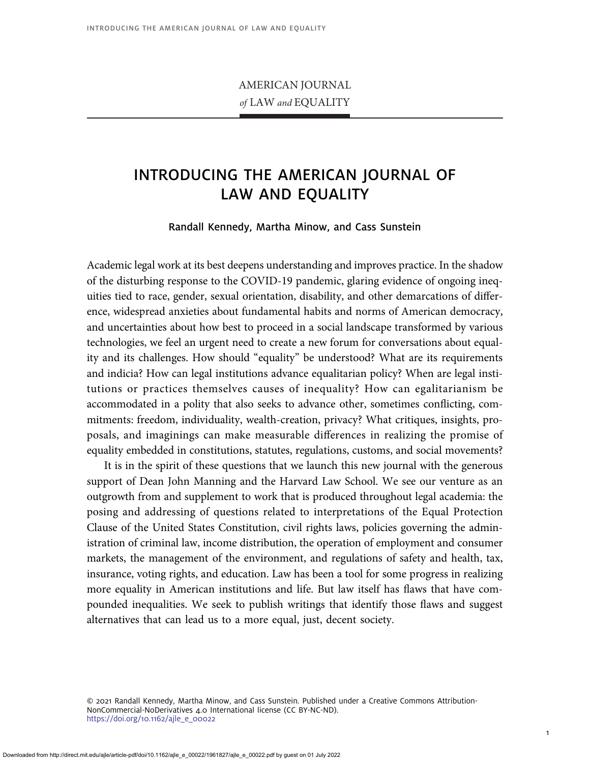AMERICAN JOURNAL
*of* LAW *and* EQUALITY

# INTRODUCING THE AMERICAN JOURNAL OF LAW AND EQUALITY

Randall Kennedy, Martha Minow, and Cass Sunstein

Academic legal work at its best deepens understanding and improves practice. In the shadow of the disturbing response to the COVID-19 pandemic, glaring evidence of ongoing inequities tied to race, gender, sexual orientation, disability, and other demarcations of difference, widespread anxieties about fundamental habits and norms of American democracy, and uncertainties about how best to proceed in a social landscape transformed by various technologies, we feel an urgent need to create a new forum for conversations about equality and its challenges. How should "equality" be understood? What are its requirements and indicia? How can legal institutions advance equalitarian policy? When are legal institutions or practices themselves causes of inequality? How can egalitarianism be accommodated in a polity that also seeks to advance other, sometimes conflicting, commitments: freedom, individuality, wealth-creation, privacy? What critiques, insights, proposals, and imaginings can make measurable differences in realizing the promise of equality embedded in constitutions, statutes, regulations, customs, and social movements?

It is in the spirit of these questions that we launch this new journal with the generous support of Dean John Manning and the Harvard Law School. We see our venture as an outgrowth from and supplement to work that is produced throughout legal academia: the posing and addressing of questions related to interpretations of the Equal Protection Clause of the United States Constitution, civil rights laws, policies governing the administration of criminal law, income distribution, the operation of employment and consumer markets, the management of the environment, and regulations of safety and health, tax, insurance, voting rights, and education. Law has been a tool for some progress in realizing more equality in American institutions and life. But law itself has flaws that have compounded inequalities. We seek to publish writings that identify those flaws and suggest alternatives that can lead us to a more equal, just, decent society.

© 2021 Randall Kennedy, Martha Minow, and Cass Sunstein. Published under a Creative Commons Attribution-NonCommercial-NoDerivatives 4.0 International license (CC BY-NC-ND).
https://doi.org/10.1162/ajle_e_00022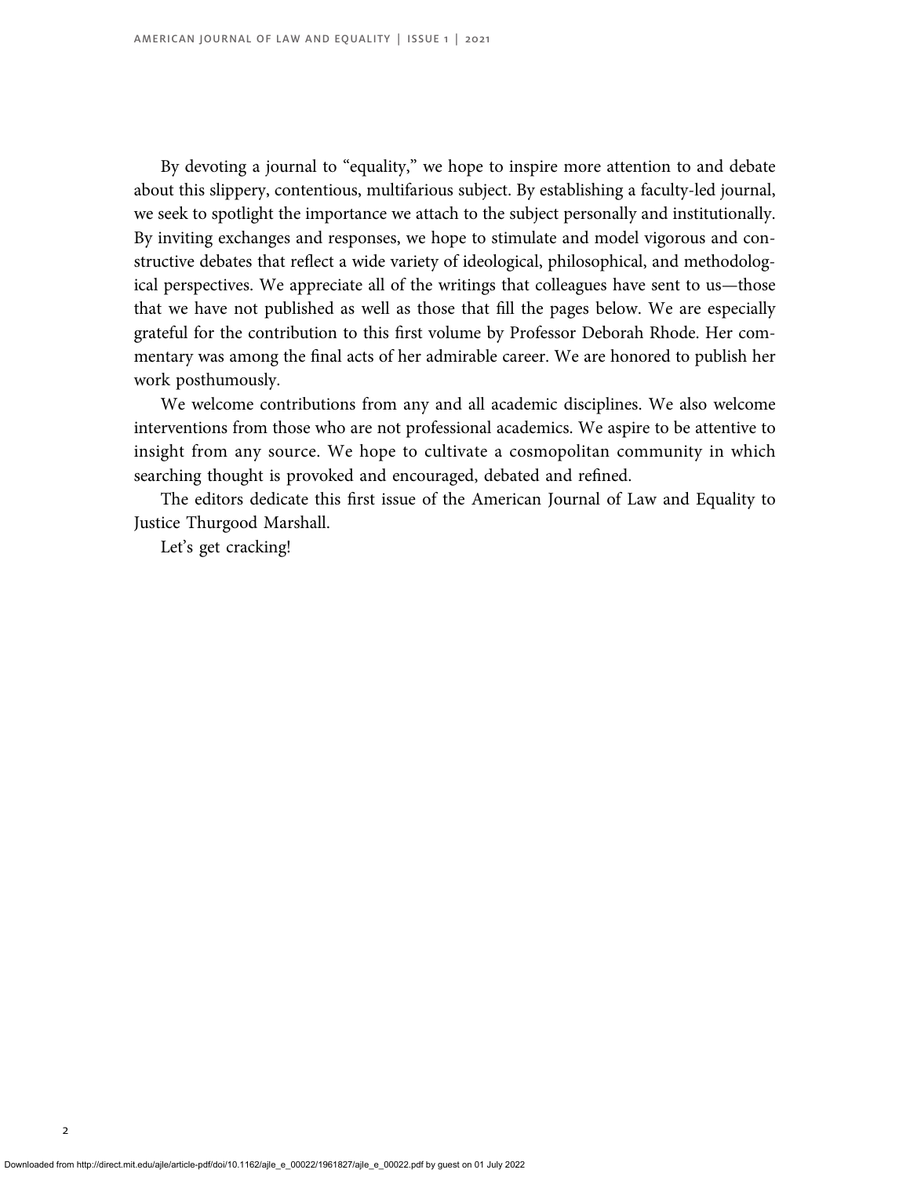By devoting a journal to "equality," we hope to inspire more attention to and debate about this slippery, contentious, multifarious subject. By establishing a faculty-led journal, we seek to spotlight the importance we attach to the subject personally and institutionally. By inviting exchanges and responses, we hope to stimulate and model vigorous and constructive debates that reflect a wide variety of ideological, philosophical, and methodological perspectives. We appreciate all of the writings that colleagues have sent to us—those that we have not published as well as those that fill the pages below. We are especially grateful for the contribution to this first volume by Professor Deborah Rhode. Her commentary was among the final acts of her admirable career. We are honored to publish her work posthumously.

We welcome contributions from any and all academic disciplines. We also welcome interventions from those who are not professional academics. We aspire to be attentive to insight from any source. We hope to cultivate a cosmopolitan community in which searching thought is provoked and encouraged, debated and refined.

The editors dedicate this first issue of the American Journal of Law and Equality to Justice Thurgood Marshall.

Let's get cracking!